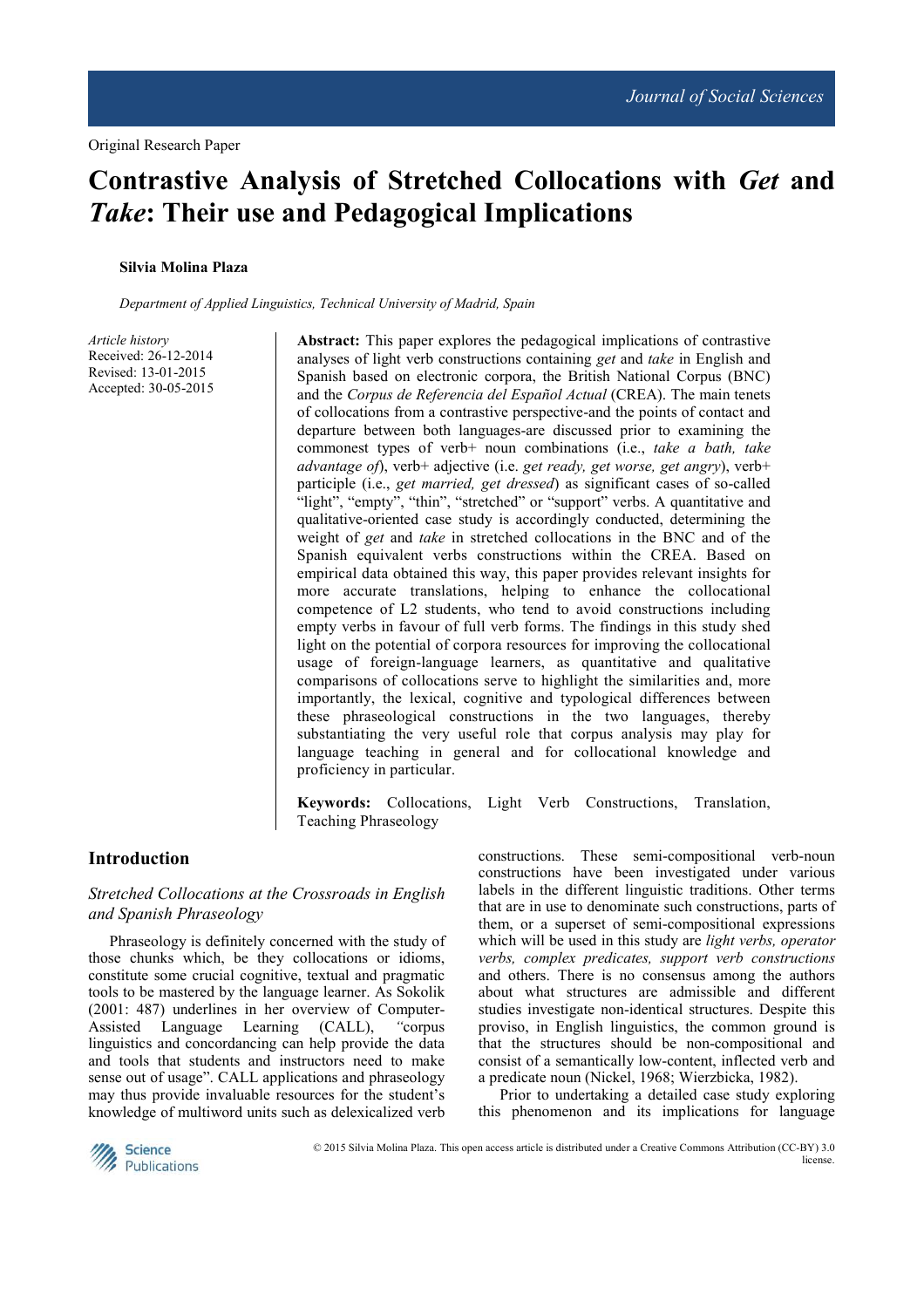Original Research Paper

# Contrastive Analysis of Stretched Collocations with *Get* and *Take*: Their use and Pedagogical Implications

**Silvia Molina Plaza**

*Department of Applied Linguistics, Technical University of Madrid, Spain*

*Article history*
Received: 26-12-2014
Revised: 13-01-2015
Accepted: 30-05-2015

**Abstract:** This paper explores the pedagogical implications of contrastive analyses of light verb constructions containing *get* and *take* in English and Spanish based on electronic corpora, the British National Corpus (BNC) and the *Corpus de Referencia del Español Actual* (CREA). The main tenets of collocations from a contrastive perspective-and the points of contact and departure between both languages-are discussed prior to examining the commonest types of verb+ noun combinations (i.e., *take a bath, take advantage of*), verb+ adjective (i.e. *get ready, get worse, get angry*), verb+ participle (i.e., *get married, get dressed*) as significant cases of so-called "light", "empty", "thin", "stretched" or "support" verbs. A quantitative and qualitative-oriented case study is accordingly conducted, determining the weight of *get* and *take* in stretched collocations in the BNC and of the Spanish equivalent verbs constructions within the CREA. Based on empirical data obtained this way, this paper provides relevant insights for more accurate translations, helping to enhance the collocational competence of L2 students, who tend to avoid constructions including empty verbs in favour of full verb forms. The findings in this study shed light on the potential of corpora resources for improving the collocational usage of foreign-language learners, as quantitative and qualitative comparisons of collocations serve to highlight the similarities and, more importantly, the lexical, cognitive and typological differences between these phraseological constructions in the two languages, thereby substantiating the very useful role that corpus analysis may play for language teaching in general and for collocational knowledge and proficiency in particular.

**Keywords:** Collocations, Light Verb Constructions, Translation, Teaching Phraseology

## Introduction

### *Stretched Collocations at the Crossroads in English and Spanish Phraseology*

Phraseology is definitely concerned with the study of those chunks which, be they collocations or idioms, constitute some crucial cognitive, textual and pragmatic tools to be mastered by the language learner. As Sokolik (2001: 487) underlines in her overview of Computer-Assisted Language Learning (CALL), "corpus linguistics and concordancing can help provide the data and tools that students and instructors need to make sense out of usage". CALL applications and phraseology may thus provide invaluable resources for the student's knowledge of multiword units such as delexicalized verb constructions. These semi-compositional verb-noun constructions have been investigated under various labels in the different linguistic traditions. Other terms that are in use to denominate such constructions, parts of them, or a superset of semi-compositional expressions which will be used in this study are *light verbs, operator verbs, complex predicates, support verb constructions* and others. There is no consensus among the authors about what structures are admissible and different studies investigate non-identical structures. Despite this proviso, in English linguistics, the common ground is that the structures should be non-compositional and consist of a semantically low-content, inflected verb and a predicate noun (Nickel, 1968; Wierzbicka, 1982).

Prior to undertaking a detailed case study exploring this phenomenon and its implications for language

© 2015 Silvia Molina Plaza. This open access article is distributed under a Creative Commons Attribution (CC-BY) 3.0 license.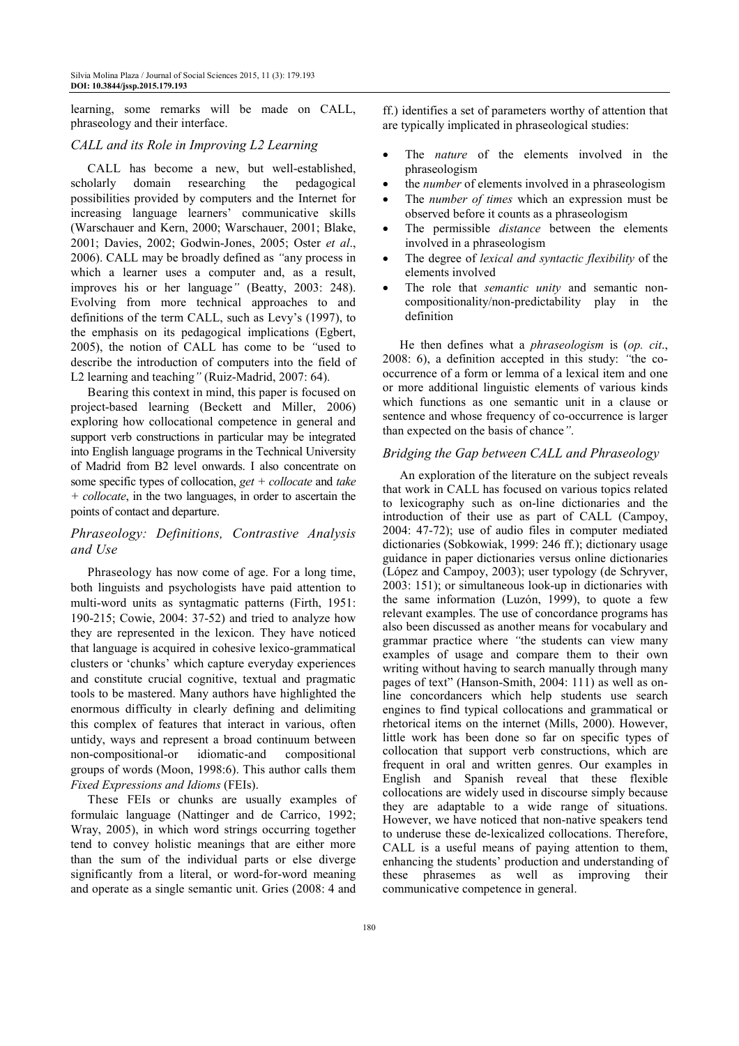learning, some remarks will be made on CALL, phraseology and their interface.

### *CALL and its Role in Improving L2 Learning*

CALL has become a new, but well-established, scholarly domain researching the pedagogical possibilities provided by computers and the Internet for increasing language learners' communicative skills (Warschauer and Kern, 2000; Warschauer, 2001; Blake, 2001; Davies, 2002; Godwin-Jones, 2005; Oster *et al*., 2006). CALL may be broadly defined as *"*any process in which a learner uses a computer and, as a result, improves his or her language*"* (Beatty, 2003: 248). Evolving from more technical approaches to and definitions of the term CALL, such as Levy's (1997), to the emphasis on its pedagogical implications (Egbert, 2005), the notion of CALL has come to be *"*used to describe the introduction of computers into the field of L2 learning and teaching*"* (Ruiz-Madrid, 2007: 64).

Bearing this context in mind, this paper is focused on project-based learning (Beckett and Miller, 2006) exploring how collocational competence in general and support verb constructions in particular may be integrated into English language programs in the Technical University of Madrid from B2 level onwards. I also concentrate on some specific types of collocation, *get + collocate* and *take + collocate*, in the two languages, in order to ascertain the points of contact and departure.

### *Phraseology: Definitions, Contrastive Analysis and Use*

Phraseology has now come of age. For a long time, both linguists and psychologists have paid attention to multi-word units as syntagmatic patterns (Firth, 1951: 190-215; Cowie, 2004: 37-52) and tried to analyze how they are represented in the lexicon. They have noticed that language is acquired in cohesive lexico-grammatical clusters or 'chunks' which capture everyday experiences and constitute crucial cognitive, textual and pragmatic tools to be mastered. Many authors have highlighted the enormous difficulty in clearly defining and delimiting this complex of features that interact in various, often untidy, ways and represent a broad continuum between non-compositional-or idiomatic-and compositional groups of words (Moon, 1998:6). This author calls them *Fixed Expressions and Idioms* (FEIs).

These FEIs or chunks are usually examples of formulaic language (Nattinger and de Carrico, 1992; Wray, 2005), in which word strings occurring together tend to convey holistic meanings that are either more than the sum of the individual parts or else diverge significantly from a literal, or word-for-word meaning and operate as a single semantic unit. Gries (2008: 4 and ff.) identifies a set of parameters worthy of attention that are typically implicated in phraseological studies:

- The *nature* of the elements involved in the phraseologism
- the *number* of elements involved in a phraseologism
- The *number of times* which an expression must be observed before it counts as a phraseologism
- The permissible *distance* between the elements involved in a phraseologism
- The degree of *lexical and syntactic flexibility* of the elements involved
- The role that *semantic unity* and semantic non-compositionality/non-predictability play in the definition

He then defines what a *phraseologism* is (*op. cit*., 2008: 6), a definition accepted in this study: *"*the co-occurrence of a form or lemma of a lexical item and one or more additional linguistic elements of various kinds which functions as one semantic unit in a clause or sentence and whose frequency of co-occurrence is larger than expected on the basis of chance*"*.

### *Bridging the Gap between CALL and Phraseology*

An exploration of the literature on the subject reveals that work in CALL has focused on various topics related to lexicography such as on-line dictionaries and the introduction of their use as part of CALL (Campoy, 2004: 47-72); use of audio files in computer mediated dictionaries (Sobkowiak, 1999: 246 ff.); dictionary usage guidance in paper dictionaries versus online dictionaries (López and Campoy, 2003); user typology (de Schryver, 2003: 151); or simultaneous look-up in dictionaries with the same information (Luzón, 1999), to quote a few relevant examples. The use of concordance programs has also been discussed as another means for vocabulary and grammar practice where *"*the students can view many examples of usage and compare them to their own writing without having to search manually through many pages of text" (Hanson-Smith, 2004: 111) as well as on-line concordancers which help students use search engines to find typical collocations and grammatical or rhetorical items on the internet (Mills, 2000). However, little work has been done so far on specific types of collocation that support verb constructions, which are frequent in oral and written genres. Our examples in English and Spanish reveal that these flexible collocations are widely used in discourse simply because they are adaptable to a wide range of situations. However, we have noticed that non-native speakers tend to underuse these de-lexicalized collocations. Therefore, CALL is a useful means of paying attention to them, enhancing the students' production and understanding of these phrasemes as well as improving their communicative competence in general.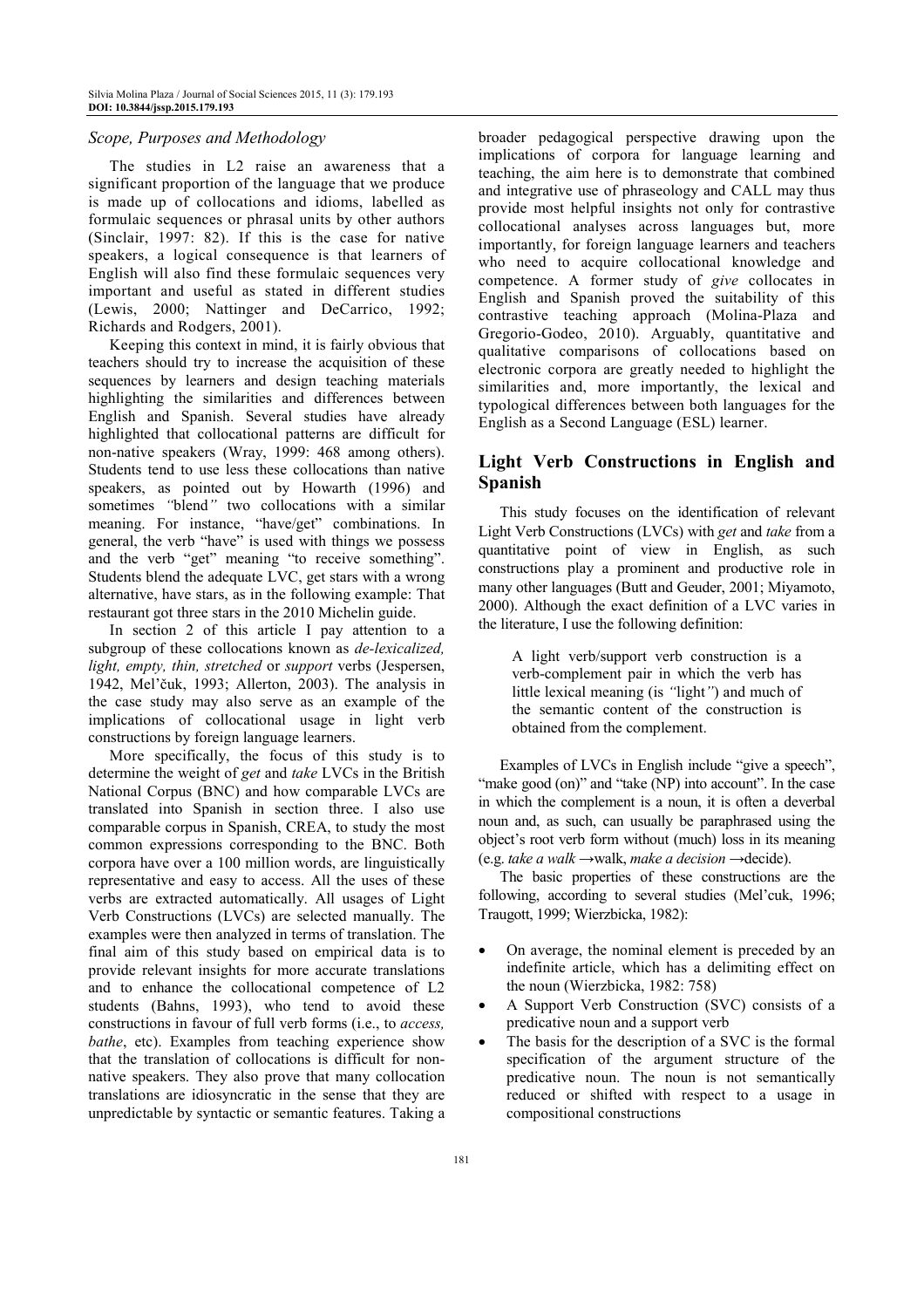### *Scope, Purposes and Methodology*

The studies in L2 raise an awareness that a significant proportion of the language that we produce is made up of collocations and idioms, labelled as formulaic sequences or phrasal units by other authors (Sinclair, 1997: 82). If this is the case for native speakers, a logical consequence is that learners of English will also find these formulaic sequences very important and useful as stated in different studies (Lewis, 2000; Nattinger and DeCarrico, 1992; Richards and Rodgers, 2001).

Keeping this context in mind, it is fairly obvious that teachers should try to increase the acquisition of these sequences by learners and design teaching materials highlighting the similarities and differences between English and Spanish. Several studies have already highlighted that collocational patterns are difficult for non-native speakers (Wray, 1999: 468 among others). Students tend to use less these collocations than native speakers, as pointed out by Howarth (1996) and sometimes *"*blend*"* two collocations with a similar meaning. For instance, "have/get" combinations. In general, the verb "have" is used with things we possess and the verb "get" meaning "to receive something". Students blend the adequate LVC, get stars with a wrong alternative, have stars, as in the following example: That restaurant got three stars in the 2010 Michelin guide.

In section 2 of this article I pay attention to a subgroup of these collocations known as *de-lexicalized, light, empty, thin, stretched* or *support* verbs (Jespersen, 1942, Mel'čuk, 1993; Allerton, 2003). The analysis in the case study may also serve as an example of the implications of collocational usage in light verb constructions by foreign language learners.

More specifically, the focus of this study is to determine the weight of *get* and *take* LVCs in the British National Corpus (BNC) and how comparable LVCs are translated into Spanish in section three. I also use comparable corpus in Spanish, CREA, to study the most common expressions corresponding to the BNC. Both corpora have over a 100 million words, are linguistically representative and easy to access. All the uses of these verbs are extracted automatically. All usages of Light Verb Constructions (LVCs) are selected manually. The examples were then analyzed in terms of translation. The final aim of this study based on empirical data is to provide relevant insights for more accurate translations and to enhance the collocational competence of L2 students (Bahns, 1993), who tend to avoid these constructions in favour of full verb forms (i.e., to *access, bathe*, etc). Examples from teaching experience show that the translation of collocations is difficult for non-native speakers. They also prove that many collocation translations are idiosyncratic in the sense that they are unpredictable by syntactic or semantic features. Taking a broader pedagogical perspective drawing upon the implications of corpora for language learning and teaching, the aim here is to demonstrate that combined and integrative use of phraseology and CALL may thus provide most helpful insights not only for contrastive collocational analyses across languages but, more importantly, for foreign language learners and teachers who need to acquire collocational knowledge and competence. A former study of *give* collocates in English and Spanish proved the suitability of this contrastive teaching approach (Molina-Plaza and Gregorio-Godeo, 2010). Arguably, quantitative and qualitative comparisons of collocations based on electronic corpora are greatly needed to highlight the similarities and, more importantly, the lexical and typological differences between both languages for the English as a Second Language (ESL) learner.

## Light Verb Constructions in English and Spanish

This study focuses on the identification of relevant Light Verb Constructions (LVCs) with *get* and *take* from a quantitative point of view in English, as such constructions play a prominent and productive role in many other languages (Butt and Geuder, 2001; Miyamoto, 2000). Although the exact definition of a LVC varies in the literature, I use the following definition:

> A light verb/support verb construction is a verb-complement pair in which the verb has little lexical meaning (is *"*light*"*) and much of the semantic content of the construction is obtained from the complement.

Examples of LVCs in English include "give a speech", "make good (on)" and "take (NP) into account". In the case in which the complement is a noun, it is often a deverbal noun and, as such, can usually be paraphrased using the object's root verb form without (much) loss in its meaning (e.g. *take a walk* →walk, *make a decision* →decide).

The basic properties of these constructions are the following, according to several studies (Mel'cuk, 1996; Traugott, 1999; Wierzbicka, 1982):

- On average, the nominal element is preceded by an indefinite article, which has a delimiting effect on the noun (Wierzbicka, 1982: 758)
- A Support Verb Construction (SVC) consists of a predicative noun and a support verb
- The basis for the description of a SVC is the formal specification of the argument structure of the predicative noun. The noun is not semantically reduced or shifted with respect to a usage in compositional constructions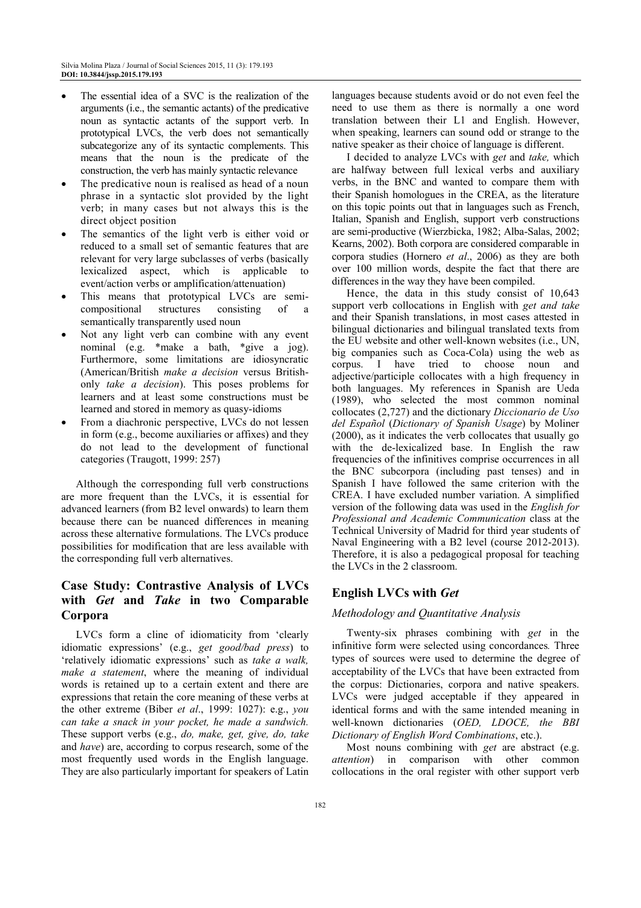- The essential idea of a SVC is the realization of the arguments (i.e., the semantic actants) of the predicative noun as syntactic actants of the support verb. In prototypical LVCs, the verb does not semantically subcategorize any of its syntactic complements. This means that the noun is the predicate of the construction, the verb has mainly syntactic relevance
- The predicative noun is realised as head of a noun phrase in a syntactic slot provided by the light verb; in many cases but not always this is the direct object position
- The semantics of the light verb is either void or reduced to a small set of semantic features that are relevant for very large subclasses of verbs (basically lexicalized aspect, which is applicable to event/action verbs or amplification/attenuation)
- This means that prototypical LVCs are semi-compositional structures consisting of a semantically transparently used noun
- Not any light verb can combine with any event nominal (e.g. *make a bath, *give a jog). Furthermore, some limitations are idiosyncratic (American/British *make a decision* versus British-only *take a decision*). This poses problems for learners and at least some constructions must be learned and stored in memory as quasy-idioms
- From a diachronic perspective, LVCs do not lessen in form (e.g., become auxiliaries or affixes) and they do not lead to the development of functional categories (Traugott, 1999: 257)

Although the corresponding full verb constructions are more frequent than the LVCs, it is essential for advanced learners (from B2 level onwards) to learn them because there can be nuanced differences in meaning across these alternative formulations. The LVCs produce possibilities for modification that are less available with the corresponding full verb alternatives.

## Case Study: Contrastive Analysis of LVCs with *Get* and *Take* in two Comparable Corpora

LVCs form a cline of idiomaticity from 'clearly idiomatic expressions' (e.g., *get good/bad press*) to 'relatively idiomatic expressions' such as *take a walk, make a statement*, where the meaning of individual words is retained up to a certain extent and there are expressions that retain the core meaning of these verbs at the other extreme (Biber *et al*., 1999: 1027): e.g., *you can take a snack in your pocket, he made a sandwich.* These support verbs (e.g., *do, make, get, give, do, take* and *have*) are, according to corpus research, some of the most frequently used words in the English language. They are also particularly important for speakers of Latin languages because students avoid or do not even feel the need to use them as there is normally a one word translation between their L1 and English. However, when speaking, learners can sound odd or strange to the native speaker as their choice of language is different.

I decided to analyze LVCs with *get* and *take,* which are halfway between full lexical verbs and auxiliary verbs, in the BNC and wanted to compare them with their Spanish homologues in the CREA, as the literature on this topic points out that in languages such as French, Italian, Spanish and English, support verb constructions are semi-productive (Wierzbicka, 1982; Alba-Salas, 2002; Kearns, 2002). Both corpora are considered comparable in corpora studies (Hornero *et al*., 2006) as they are both over 100 million words, despite the fact that there are differences in the way they have been compiled.

Hence, the data in this study consist of 10,643 support verb collocations in English with *get and take* and their Spanish translations, in most cases attested in bilingual dictionaries and bilingual translated texts from the EU website and other well-known websites (i.e., UN, big companies such as Coca-Cola) using the web as corpus. I have tried to choose noun and adjective/participle collocates with a high frequency in both languages. My references in Spanish are Ueda (1989), who selected the most common nominal collocates (2,727) and the dictionary *Diccionario de Uso del Español* (*Dictionary of Spanish Usage*) by Moliner (2000), as it indicates the verb collocates that usually go with the de-lexicalized base. In English the raw frequencies of the infinitives comprise occurrences in all the BNC subcorpora (including past tenses) and in Spanish I have followed the same criterion with the CREA. I have excluded number variation. A simplified version of the following data was used in the *English for Professional and Academic Communication* class at the Technical University of Madrid for third year students of Naval Engineering with a B2 level (course 2012-2013). Therefore, it is also a pedagogical proposal for teaching the LVCs in the 2 classroom.

## English LVCs with *Get*

### Methodology and Quantitative Analysis

Twenty-six phrases combining with *get* in the infinitive form were selected using concordances*.* Three types of sources were used to determine the degree of acceptability of the LVCs that have been extracted from the corpus: Dictionaries, corpora and native speakers. LVCs were judged acceptable if they appeared in identical forms and with the same intended meaning in well-known dictionaries (*OED, LDOCE, the BBI Dictionary of English Word Combinations*, etc.).

Most nouns combining with *get* are abstract (e.g. *attention*) in comparison with other common collocations in the oral register with other support verb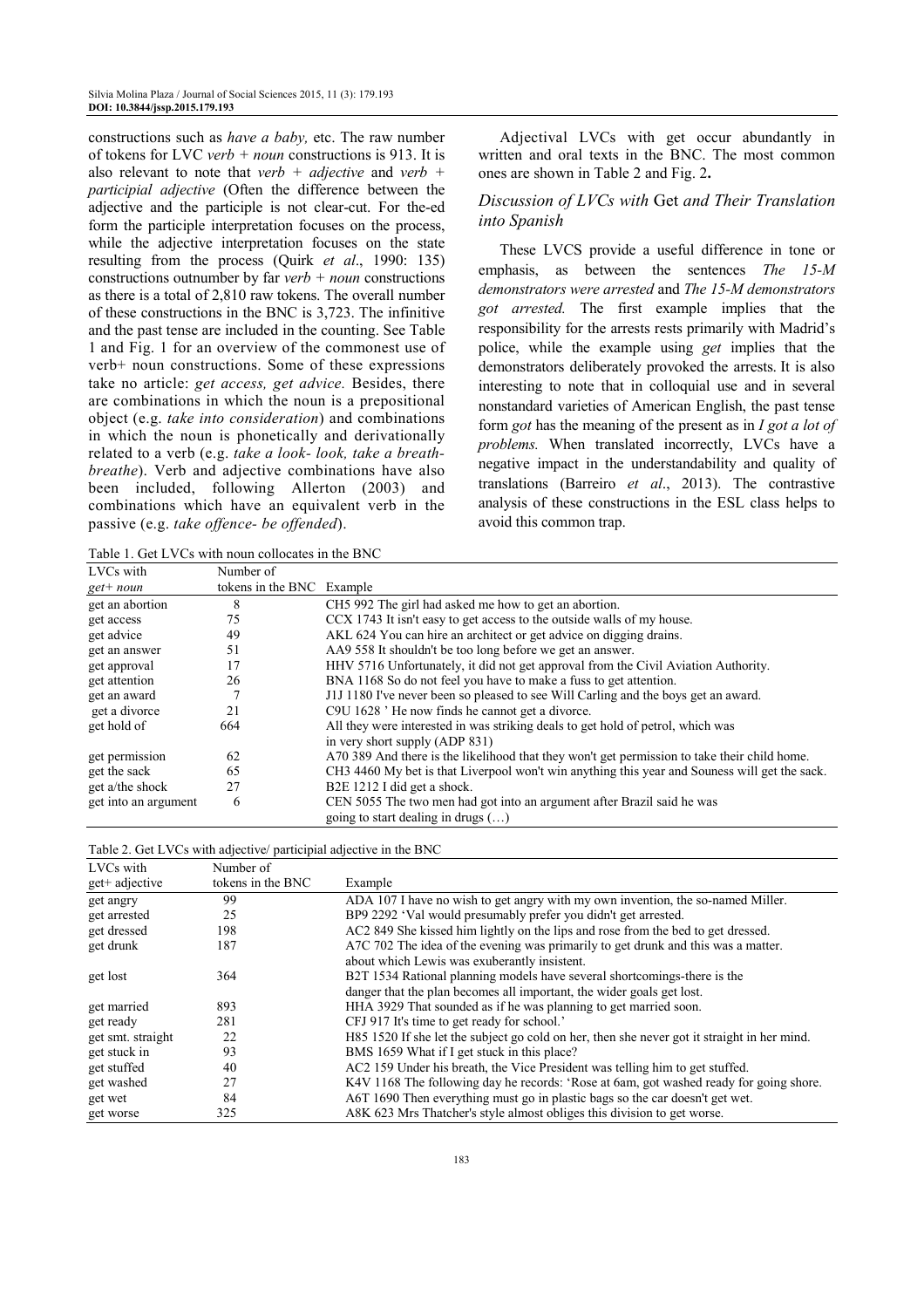constructions such as *have a baby,* etc. The raw number of tokens for LVC *verb + noun* constructions is 913. It is also relevant to note that *verb + adjective* and *verb + participial adjective* (Often the difference between the adjective and the participle is not clear-cut. For the-ed form the participle interpretation focuses on the process, while the adjective interpretation focuses on the state resulting from the process (Quirk *et al*., 1990: 135) constructions outnumber by far *verb + noun* constructions as there is a total of 2,810 raw tokens. The overall number of these constructions in the BNC is 3,723. The infinitive and the past tense are included in the counting. See Table 1 and Fig. 1 for an overview of the commonest use of verb+ noun constructions. Some of these expressions take no article: *get access, get advice.* Besides, there are combinations in which the noun is a prepositional object (e.g. *take into consideration*) and combinations in which the noun is phonetically and derivationally related to a verb (e.g. *take a look- look, take a breath-breathe*). Verb and adjective combinations have also been included, following Allerton (2003) and combinations which have an equivalent verb in the passive (e.g. *take offence- be offended*).

Adjectival LVCs with get occur abundantly in written and oral texts in the BNC. The most common ones are shown in Table 2 and Fig. 2**.**

### *Discussion of LVCs with* Get *and Their Translation into Spanish*

These LVCS provide a useful difference in tone or emphasis, as between the sentences *The 15-M demonstrators were arrested* and *The 15-M demonstrators got arrested.* The first example implies that the responsibility for the arrests rests primarily with Madrid's police, while the example using *get* implies that the demonstrators deliberately provoked the arrests. It is also interesting to note that in colloquial use and in several nonstandard varieties of American English, the past tense form *got* has the meaning of the present as in *I got a lot of problems.* When translated incorrectly, LVCs have a negative impact in the understandability and quality of translations (Barreiro *et al*., 2013). The contrastive analysis of these constructions in the ESL class helps to avoid this common trap.

Table 1. Get LVCs with noun collocates in the BNC

| LVCs with *get+ noun* | Number of tokens in the BNC | Example |
|---|---|---|
| get an abortion | 8 | CH5 992 The girl had asked me how to get an abortion. |
| get access | 75 | CCX 1743 It isn't easy to get access to the outside walls of my house. |
| get advice | 49 | AKL 624 You can hire an architect or get advice on digging drains. |
| get an answer | 51 | AA9 558 It shouldn't be too long before we get an answer. |
| get approval | 17 | HHV 5716 Unfortunately, it did not get approval from the Civil Aviation Authority. |
| get attention | 26 | BNA 1168 So do not feel you have to make a fuss to get attention. |
| get an award | 7 | J1J 1180 I've never been so pleased to see Will Carling and the boys get an award. |
| get a divorce | 21 | C9U 1628 ' He now finds he cannot get a divorce. |
| get hold of | 664 | All they were interested in was striking deals to get hold of petrol, which was in very short supply (ADP 831) |
| get permission | 62 | A70 389 And there is the likelihood that they won't get permission to take their child home. |
| get the sack | 65 | CH3 4460 My bet is that Liverpool won't win anything this year and Souness will get the sack. |
| get a/the shock | 27 | B2E 1212 I did get a shock. |
| get into an argument | 6 | CEN 5055 The two men had got into an argument after Brazil said he was going to start dealing in drugs (…) |

Table 2. Get LVCs with adjective/ participial adjective in the BNC

| LVCs with get+ adjective | Number of tokens in the BNC | Example |
|---|---|---|
| get angry | 99 | ADA 107 I have no wish to get angry with my own invention, the so-named Miller. |
| get arrested | 25 | BP9 2292 'Val would presumably prefer you didn't get arrested. |
| get dressed | 198 | AC2 849 She kissed him lightly on the lips and rose from the bed to get dressed. |
| get drunk | 187 | A7C 702 The idea of the evening was primarily to get drunk and this was a matter. about which Lewis was exuberantly insistent. |
| get lost | 364 | B2T 1534 Rational planning models have several shortcomings-there is the danger that the plan becomes all important, the wider goals get lost. |
| get married | 893 | HHA 3929 That sounded as if he was planning to get married soon. |
| get ready | 281 | CFJ 917 It's time to get ready for school.' |
| get smt. straight | 22 | H85 1520 If she let the subject go cold on her, then she never got it straight in her mind. |
| get stuck in | 93 | BMS 1659 What if I get stuck in this place? |
| get stuffed | 40 | AC2 159 Under his breath, the Vice President was telling him to get stuffed. |
| get washed | 27 | K4V 1168 The following day he records: 'Rose at 6am, got washed ready for going shore. |
| get wet | 84 | A6T 1690 Then everything must go in plastic bags so the car doesn't get wet. |
| get worse | 325 | A8K 623 Mrs Thatcher's style almost obliges this division to get worse. |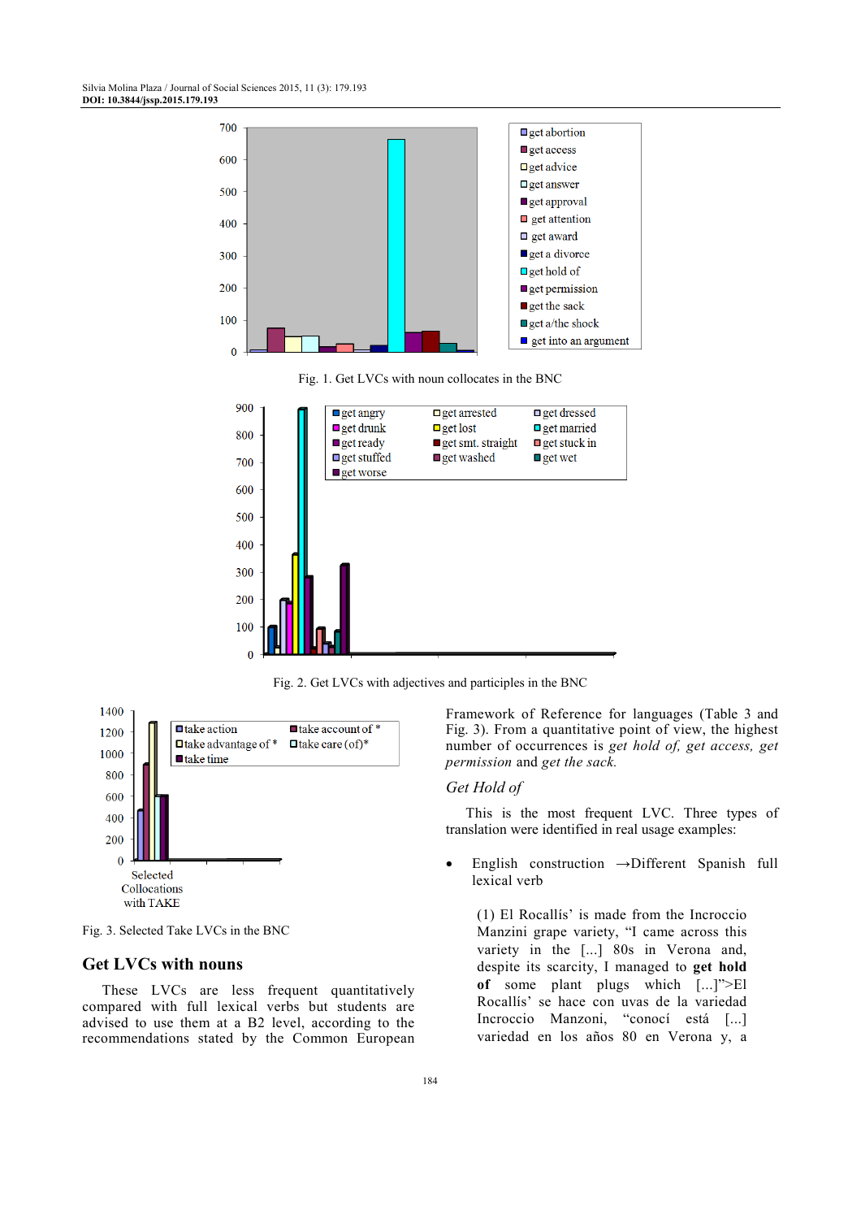Fig. 1. Get LVCs with noun collocates in the BNC

Fig. 2. Get LVCs with adjectives and participles in the BNC

Fig. 3. Selected Take LVCs in the BNC

## Get LVCs with nouns

These LVCs are less frequent quantitatively compared with full lexical verbs but students are advised to use them at a B2 level, according to the recommendations stated by the Common European Framework of Reference for languages (Table 3 and Fig. 3). From a quantitative point of view, the highest number of occurrences is *get hold of, get access, get permission* and *get the sack.*

### *Get Hold of*

This is the most frequent LVC. Three types of translation were identified in real usage examples:

- English construction →Different Spanish full lexical verb

(1) El Rocallís' is made from the Incroccio Manzini grape variety, "I came across this variety in the [...] 80s in Verona and, despite its scarcity, I managed to **get hold of** some plant plugs which [...]">El Rocallís' se hace con uvas de la variedad Incroccio Manzini, "conocí está [...] variedad en los años 80 en Verona y, a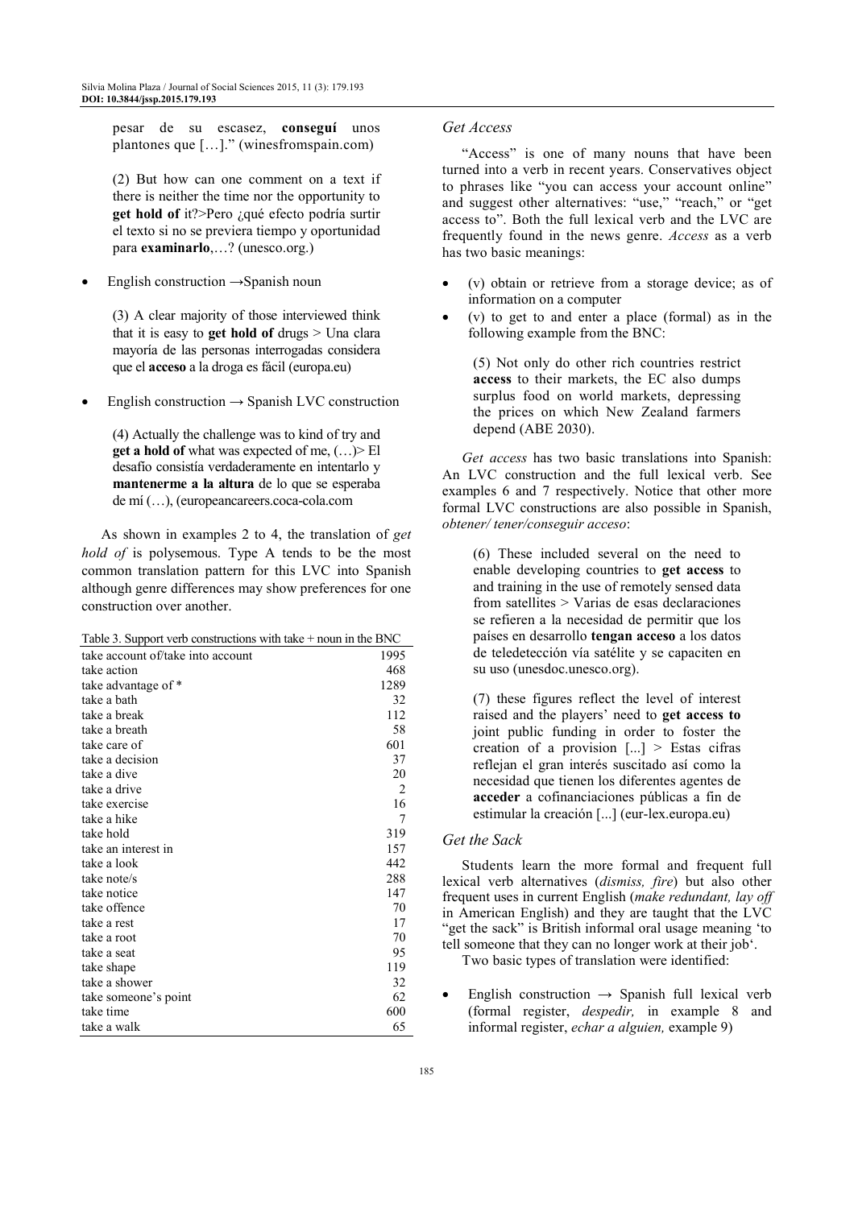pesar de su escasez, **conseguí** unos plantones que […].” (winesfromspain.com)

(2) But how can one comment on a text if there is neither the time nor the opportunity to **get hold of** it?>Pero ¿qué efecto podría surtir el texto si no se previera tiempo y oportunidad para **examinarlo**,…? (unesco.org.)

- English construction →Spanish noun

(3) A clear majority of those interviewed think that it is easy to **get hold of** drugs > Una clara mayoría de las personas interrogadas considera que el **acceso** a la droga es fácil (europa.eu)

- English construction → Spanish LVC construction

(4) Actually the challenge was to kind of try and **get a hold of** what was expected of me, (…)> El desafío consistía verdaderamente en intentarlo y **mantenerme a la altura** de lo que se esperaba de mí (…), (europeancareers.coca-cola.com

As shown in examples 2 to 4, the translation of *get hold of* is polysemous. Type A tends to be the most common translation pattern for this LVC into Spanish although genre differences may show preferences for one construction over another.

Table 3. Support verb constructions with take + noun in the BNC

| | |
|---|---|
| take account of/take into account | 1995 |
| take action | 468 |
| take advantage of * | 1289 |
| take a bath | 32 |
| take a break | 112 |
| take a breath | 58 |
| take care of | 601 |
| take a decision | 37 |
| take a dive | 20 |
| take a drive | 2 |
| take exercise | 16 |
| take a hike | 7 |
| take hold | 319 |
| take an interest in | 157 |
| take a look | 442 |
| take note/s | 288 |
| take notice | 147 |
| take offence | 70 |
| take a rest | 17 |
| take a root | 70 |
| take a seat | 95 |
| take shape | 119 |
| take a shower | 32 |
| take someone's point | 62 |
| take time | 600 |
| take a walk | 65 |

### Get Access

“Access” is one of many nouns that have been turned into a verb in recent years. Conservatives object to phrases like “you can access your account online” and suggest other alternatives: “use,” “reach,” or “get access to”. Both the full lexical verb and the LVC are frequently found in the news genre. *Access* as a verb has two basic meanings:

- (v) obtain or retrieve from a storage device; as of information on a computer
- (v) to get to and enter a place (formal) as in the following example from the BNC:

(5) Not only do other rich countries restrict **access** to their markets, the EC also dumps surplus food on world markets, depressing the prices on which New Zealand farmers depend (ABE 2030).

*Get access* has two basic translations into Spanish: An LVC construction and the full lexical verb. See examples 6 and 7 respectively. Notice that other more formal LVC constructions are also possible in Spanish, *obtener/ tener/conseguir acceso*:

(6) These included several on the need to enable developing countries to **get access** to and training in the use of remotely sensed data from satellites > Varias de esas declaraciones se refieren a la necesidad de permitir que los países en desarrollo **tengan acceso** a los datos de teledetección vía satélite y se capaciten en su uso (unesdoc.unesco.org).

(7) these figures reflect the level of interest raised and the players' need to **get access to** joint public funding in order to foster the creation of a provision [...] > Estas cifras reflejan el gran interés suscitado así como la necesidad que tienen los diferentes agentes de **acceder** a cofinanciaciones públicas a fin de estimular la creación [...] (eur-lex.europa.eu)

### Get the Sack

Students learn the more formal and frequent full lexical verb alternatives (*dismiss, fire*) but also other frequent uses in current English (*make redundant, lay off* in American English) and they are taught that the LVC “get the sack” is British informal oral usage meaning 'to tell someone that they can no longer work at their job'.

Two basic types of translation were identified:

- English construction → Spanish full lexical verb (formal register, *despedir,* in example 8 and informal register, *echar a alguien,* example 9)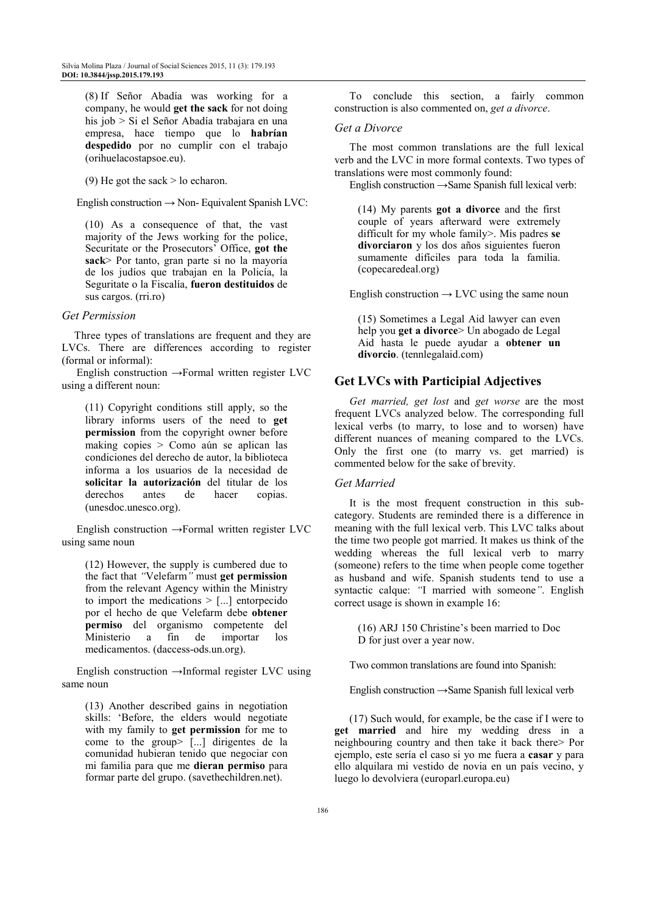(8) If Señor Abadía was working for a company, he would **get the sack** for not doing his job > Si el Señor Abadía trabajara en una empresa, hace tiempo que lo **habrían despedido** por no cumplir con el trabajo (orihuelacostapsoe.eu).

(9) He got the sack > lo echaron.

English construction → Non- Equivalent Spanish LVC:

(10) As a consequence of that, the vast majority of the Jews working for the police, Securitate or the Prosecutors' Office, **got the sack**> Por tanto, gran parte si no la mayoría de los judíos que trabajan en la Policía, la Seguritate o la Fiscalía, **fueron destituidos** de sus cargos. (rri.ro)

### *Get Permission*

Three types of translations are frequent and they are LVCs. There are differences according to register (formal or informal):

English construction →Formal written register LVC using a different noun:

(11) Copyright conditions still apply, so the library informs users of the need to **get permission** from the copyright owner before making copies > Como aún se aplican las condiciones del derecho de autor, la biblioteca informa a los usuarios de la necesidad de **solicitar la autorización** del titular de los derechos antes de hacer copias. (unesdoc.unesco.org).

English construction →Formal written register LVC using same noun

(12) However, the supply is cumbered due to the fact that *"*Velefarm*"* must **get permission** from the relevant Agency within the Ministry to import the medications > [...] entorpecido por el hecho de que Velefarm debe **obtener permiso** del organismo competente del Ministerio a fin de importar los medicamentos. (daccess-ods.un.org).

English construction →Informal register LVC using same noun

(13) Another described gains in negotiation skills: 'Before, the elders would negotiate with my family to **get permission** for me to come to the group> [...] dirigentes de la comunidad hubieran tenido que negociar con mi familia para que me **dieran permiso** para formar parte del grupo. (savethechildren.net).

To conclude this section, a fairly common construction is also commented on, *get a divorce*.

### *Get a Divorce*

The most common translations are the full lexical verb and the LVC in more formal contexts. Two types of translations were most commonly found:

English construction →Same Spanish full lexical verb:

(14) My parents **got a divorce** and the first couple of years afterward were extremely difficult for my whole family>. Mis padres **se divorciaron** y los dos años siguientes fueron sumamente difíciles para toda la familia. (copecaredeal.org)

English construction → LVC using the same noun

(15) Sometimes a Legal Aid lawyer can even help you **get a divorce**> Un abogado de Legal Aid hasta le puede ayudar a **obtener un divorcio**. (tennlegalaid.com)

## Get LVCs with Participial Adjectives

*Get married, get lost* and *get worse* are the most frequent LVCs analyzed below. The corresponding full lexical verbs (to marry, to lose and to worsen) have different nuances of meaning compared to the LVCs. Only the first one (to marry vs. get married) is commented below for the sake of brevity.

### *Get Married*

It is the most frequent construction in this sub-category. Students are reminded there is a difference in meaning with the full lexical verb. This LVC talks about the time two people got married. It makes us think of the wedding whereas the full lexical verb to marry (someone) refers to the time when people come together as husband and wife. Spanish students tend to use a syntactic calque: *"*I married with someone*"*. English correct usage is shown in example 16:

(16) ARJ 150 Christine's been married to Doc D for just over a year now.

Two common translations are found into Spanish:

English construction →Same Spanish full lexical verb

(17) Such would, for example, be the case if I were to **get married** and hire my wedding dress in a neighbouring country and then take it back there> Por ejemplo, este sería el caso si yo me fuera a **casar** y para ello alquilara mi vestido de novia en un país vecino, y luego lo devolviera (europarl.europa.eu)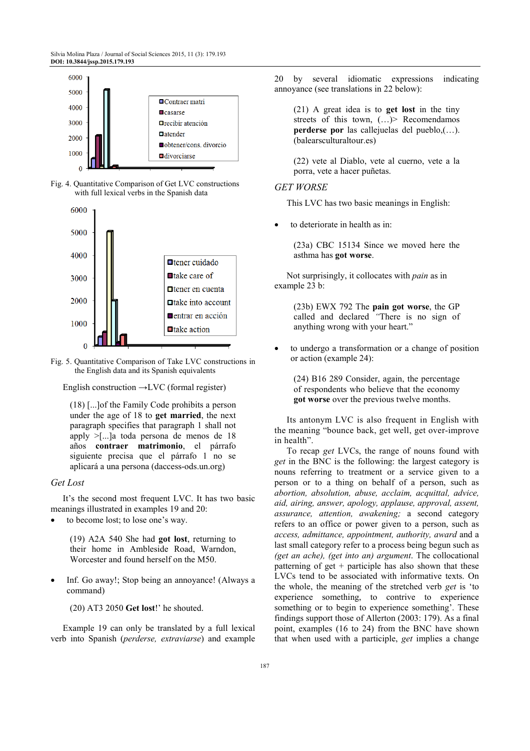Fig. 4. Quantitative Comparison of Get LVC constructions with full lexical verbs in the Spanish data

Fig. 5. Quantitative Comparison of Take LVC constructions in the English data and its Spanish equivalents

English construction →LVC (formal register)

(18) [...]of the Family Code prohibits a person under the age of 18 to **get married**, the next paragraph specifies that paragraph 1 shall not apply >[...]a toda persona de menos de 18 años **contraer matrimonio**, el párrafo siguiente precisa que el párrafo 1 no se aplicará a una persona (daccess-ods.un.org)

### *Get Lost*

It's the second most frequent LVC. It has two basic meanings illustrated in examples 19 and 20:

- to become lost; to lose one's way.

(19) A2A 540 She had **got lost**, returning to their home in Ambleside Road, Warndon, Worcester and found herself on the M50.

- Inf. Go away!; Stop being an annoyance! (Always a command)

(20) AT3 2050 **Get lost**!' he shouted.

Example 19 can only be translated by a full lexical verb into Spanish (*perderse, extraviarse*) and example 20 by several idiomatic expressions indicating annoyance (see translations in 22 below):

(21) A great idea is to **get lost** in the tiny streets of this town, (…)> Recomendamos **perderse por** las callejuelas del pueblo,(…). (balearsculturaltour.es)

(22) vete al Diablo, vete al cuerno, vete a la porra, vete a hacer puñetas.

### *GET WORSE*

This LVC has two basic meanings in English:

- to deteriorate in health as in:

(23a) CBC 15134 Since we moved here the asthma has **got worse**.

Not surprisingly, it collocates with *pain* as in example 23 b:

(23b) EWX 792 The **pain got worse**, the GP called and declared "There is no sign of anything wrong with your heart."

- to undergo a transformation or a change of position or action (example 24):

(24) B16 289 Consider, again, the percentage of respondents who believe that the economy **got worse** over the previous twelve months.

Its antonym LVC is also frequent in English with the meaning "bounce back, get well, get over-improve in health".

To recap *get* LVCs, the range of nouns found with *get* in the BNC is the following: the largest category is nouns referring to treatment or a service given to a person or to a thing on behalf of a person, such as *abortion, absolution, abuse, acclaim, acquittal, advice, aid, airing, answer, apology, applause, approval, assent, assurance, attention, awakening;* a second category refers to an office or power given to a person, such as *access, admittance, appointment, authority, award* and a last small category refer to a process being begun such as *(get an ache), (get into an) argument*. The collocational patterning of get + participle has also shown that these LVCs tend to be associated with informative texts. On the whole, the meaning of the stretched verb *get* is 'to experience something, to contrive to experience something or to begin to experience something'. These findings support those of Allerton (2003: 179). As a final point, examples (16 to 24) from the BNC have shown that when used with a participle, *get* implies a change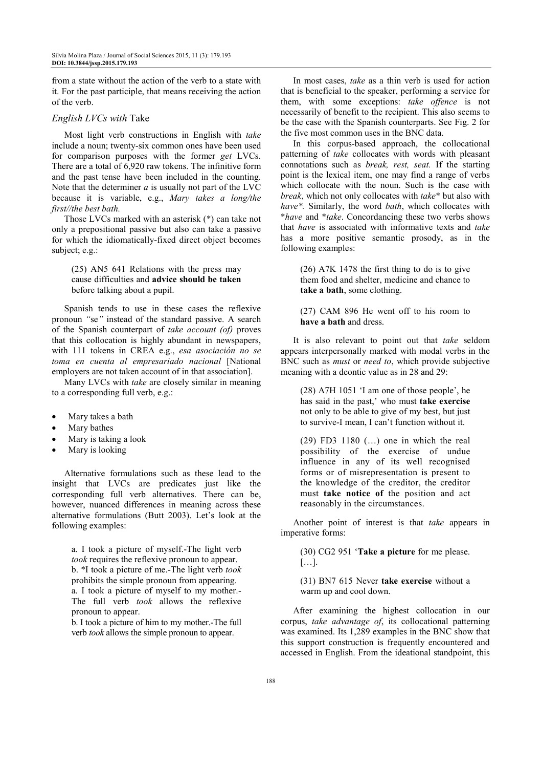from a state without the action of the verb to a state with it. For the past participle, that means receiving the action of the verb.

### *English LVCs with* Take

Most light verb constructions in English with *take* include a noun; twenty-six common ones have been used for comparison purposes with the former *get* LVCs. There are a total of 6,920 raw tokens. The infinitive form and the past tense have been included in the counting. Note that the determiner *a* is usually not part of the LVC because it is variable, e.g., *Mary takes a long/the first//the best bath.*

Those LVCs marked with an asterisk (*) can take not only a prepositional passive but also can take a passive for which the idiomatically-fixed direct object becomes subject; e.g.:

> (25) AN5 641 Relations with the press may cause difficulties and **advice should be taken** before talking about a pupil.

Spanish tends to use in these cases the reflexive pronoun *"*se*"* instead of the standard passive. A search of the Spanish counterpart of *take account (of)* proves that this collocation is highly abundant in newspapers, with 111 tokens in CREA e.g., *esa asociación no se toma en cuenta al empresariado nacional* [National employers are not taken account of in that association].

Many LVCs with *take* are closely similar in meaning to a corresponding full verb, e.g.:

- Mary takes a bath
- Mary bathes
- Mary is taking a look
- Mary is looking

Alternative formulations such as these lead to the insight that LVCs are predicates just like the corresponding full verb alternatives. There can be, however, nuanced differences in meaning across these alternative formulations (Butt 2003). Let's look at the following examples:

> a. I took a picture of myself.-The light verb *took* requires the reflexive pronoun to appear.
> b. *I took a picture of me.-The light verb *took* prohibits the simple pronoun from appearing.
> a. I took a picture of myself to my mother.-The full verb *took* allows the reflexive pronoun to appear.
> b. I took a picture of him to my mother.-The full verb *took* allows the simple pronoun to appear.

In most cases, *take* as a thin verb is used for action that is beneficial to the speaker, performing a service for them, with some exceptions: *take offence* is not necessarily of benefit to the recipient. This also seems to be the case with the Spanish counterparts. See Fig. 2 for the five most common uses in the BNC data.

In this corpus-based approach, the collocational patterning of *take* collocates with words with pleasant connotations such as *break, rest, seat.* If the starting point is the lexical item, one may find a range of verbs which collocate with the noun. Such is the case with *break*, which not only collocates with *take** but also with *have*.* Similarly, the word *bath*, which collocates with **have* and **take*. Concordancing these two verbs shows that *have* is associated with informative texts and *take* has a more positive semantic prosody, as in the following examples:

> (26) A7K 1478 the first thing to do is to give them food and shelter, medicine and chance to **take a bath**, some clothing.

> (27) CAM 896 He went off to his room to **have a bath** and dress.

It is also relevant to point out that *take* seldom appears interpersonally marked with modal verbs in the BNC such as *must* or *need to*, which provide subjective meaning with a deontic value as in 28 and 29:

> (28) A7H 1051 'I am one of those people', he has said in the past,' who must **take exercise** not only to be able to give of my best, but just to survive-I mean, I can't function without it.

> (29) FD3 1180 (…) one in which the real possibility of the exercise of undue influence in any of its well recognised forms or of misrepresentation is present to the knowledge of the creditor, the creditor must **take notice of** the position and act reasonably in the circumstances.

Another point of interest is that *take* appears in imperative forms:

> (30) CG2 951 '**Take a picture** for me please. […].

> (31) BN7 615 Never **take exercise** without a warm up and cool down.

After examining the highest collocation in our corpus, *take advantage of*, its collocational patterning was examined. Its 1,289 examples in the BNC show that this support construction is frequently encountered and accessed in English. From the ideational standpoint, this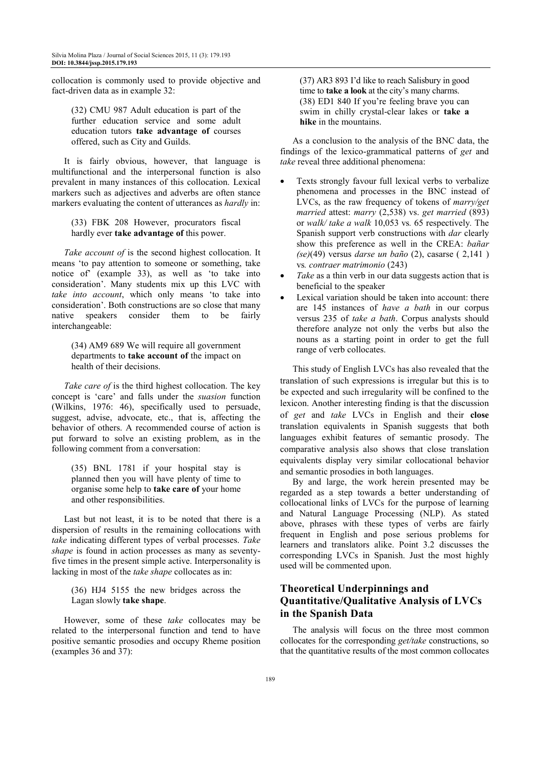collocation is commonly used to provide objective and fact-driven data as in example 32:

> (32) CMU 987 Adult education is part of the further education service and some adult education tutors **take advantage of** courses offered, such as City and Guilds.

It is fairly obvious, however, that language is multifunctional and the interpersonal function is also prevalent in many instances of this collocation. Lexical markers such as adjectives and adverbs are often stance markers evaluating the content of utterances as *hardly* in:

> (33) FBK 208 However, procurators fiscal hardly ever **take advantage of** this power.

*Take account of* is the second highest collocation. It means 'to pay attention to someone or something, take notice of' (example 33), as well as 'to take into consideration'. Many students mix up this LVC with *take into account*, which only means 'to take into consideration'. Both constructions are so close that many native speakers consider them to be fairly interchangeable:

> (34) AM9 689 We will require all government departments to **take account of** the impact on health of their decisions.

*Take care of* is the third highest collocation. The key concept is 'care' and falls under the *suasion* function (Wilkins, 1976: 46), specifically used to persuade, suggest, advise, advocate, etc., that is, affecting the behavior of others. A recommended course of action is put forward to solve an existing problem, as in the following comment from a conversation:

> (35) BNL 1781 if your hospital stay is planned then you will have plenty of time to organise some help to **take care of** your home and other responsibilities.

Last but not least, it is to be noted that there is a dispersion of results in the remaining collocations with *take* indicating different types of verbal processes. *Take shape* is found in action processes as many as seventy-five times in the present simple active. Interpersonality is lacking in most of the *take shape* collocates as in:

> (36) HJ4 5155 the new bridges across the Lagan slowly **take shape**.

However, some of these *take* collocates may be related to the interpersonal function and tend to have positive semantic prosodies and occupy Rheme position (examples 36 and 37):

> (37) AR3 893 I'd like to reach Salisbury in good time to **take a look** at the city's many charms.
> (38) ED1 840 If you're feeling brave you can swim in chilly crystal-clear lakes or **take a hike** in the mountains.

As a conclusion to the analysis of the BNC data, the findings of the lexico-grammatical patterns of *get* and *take* reveal three additional phenomena:

- Texts strongly favour full lexical verbs to verbalize phenomena and processes in the BNC instead of LVCs, as the raw frequency of tokens of *marry/get married* attest: *marry* (2,538) vs. *get married* (893) or *walk/ take a walk* 10,053 vs*.* 65 respectively. The Spanish support verb constructions with *dar* clearly show this preference as well in the CREA: *bañar (se)*(49) versus *darse un baño* (2), casarse ( 2,141 ) vs*. contraer matrimonio* (243)
- *Take* as a thin verb in our data suggests action that is beneficial to the speaker
- Lexical variation should be taken into account: there are 145 instances of *have a bath* in our corpus versus 235 of *take a bath*. Corpus analysts should therefore analyze not only the verbs but also the nouns as a starting point in order to get the full range of verb collocates.

This study of English LVCs has also revealed that the translation of such expressions is irregular but this is to be expected and such irregularity will be confined to the lexicon. Another interesting finding is that the discussion of *get* and *take* LVCs in English and their **close** translation equivalents in Spanish suggests that both languages exhibit features of semantic prosody. The comparative analysis also shows that close translation equivalents display very similar collocational behavior and semantic prosodies in both languages.

By and large, the work herein presented may be regarded as a step towards a better understanding of collocational links of LVCs for the purpose of learning and Natural Language Processing (NLP). As stated above, phrases with these types of verbs are fairly frequent in English and pose serious problems for learners and translators alike. Point 3.2 discusses the corresponding LVCs in Spanish. Just the most highly used will be commented upon.

## Theoretical Underpinnings and Quantitative/Qualitative Analysis of LVCs in the Spanish Data

The analysis will focus on the three most common collocates for the corresponding *get/take* constructions, so that the quantitative results of the most common collocates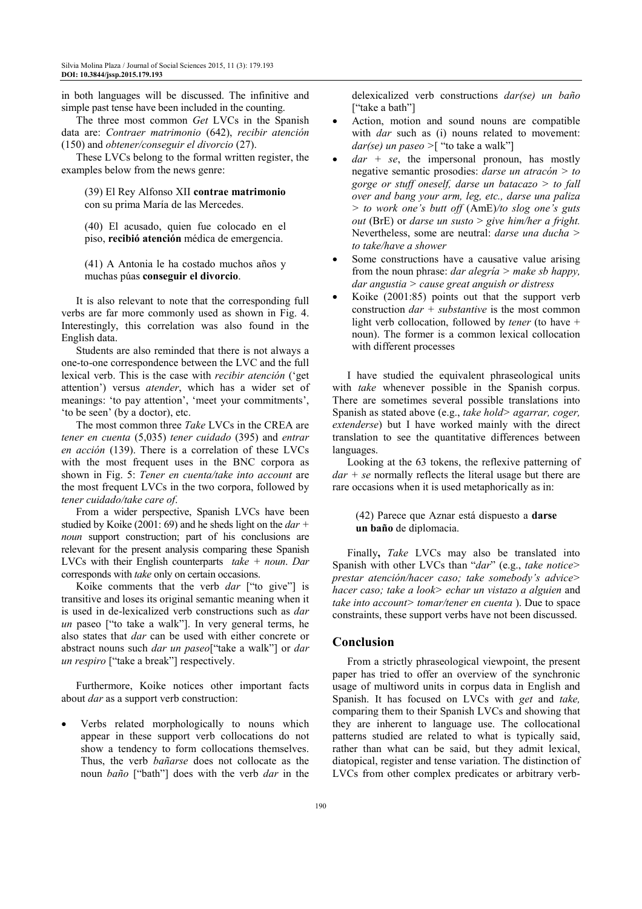in both languages will be discussed. The infinitive and simple past tense have been included in the counting.

The three most common *Get* LVCs in the Spanish data are: *Contraer matrimonio* (642), *recibir atención* (150) and *obtener/conseguir el divorcio* (27).

These LVCs belong to the formal written register, the examples below from the news genre:

(39) El Rey Alfonso XII **contrae matrimonio** con su prima María de las Mercedes.

(40) El acusado, quien fue colocado en el piso, **recibió atención** médica de emergencia.

(41) A Antonia le ha costado muchos años y muchas púas **conseguir el divorcio**.

It is also relevant to note that the corresponding full verbs are far more commonly used as shown in Fig. 4. Interestingly, this correlation was also found in the English data.

Students are also reminded that there is not always a one-to-one correspondence between the LVC and the full lexical verb. This is the case with *recibir atención* ('get attention') versus *atender*, which has a wider set of meanings: 'to pay attention', 'meet your commitments', 'to be seen' (by a doctor), etc.

The most common three *Take* LVCs in the CREA are *tener en cuenta* (5,035) *tener cuidado* (395) and *entrar en acción* (139). There is a correlation of these LVCs with the most frequent uses in the BNC corpora as shown in Fig. 5: *Tener en cuenta/take into account* are the most frequent LVCs in the two corpora, followed by *tener cuidado/take care of*.

From a wider perspective, Spanish LVCs have been studied by Koike (2001: 69) and he sheds light on the *dar + noun* support construction; part of his conclusions are relevant for the present analysis comparing these Spanish LVCs with their English counterparts *take + noun*. *Dar* corresponds with *take* only on certain occasions.

Koike comments that the verb *dar* ["to give"] is transitive and loses its original semantic meaning when it is used in de-lexicalized verb constructions such as *dar un* paseo ["to take a walk"]. In very general terms, he also states that *dar* can be used with either concrete or abstract nouns such *dar un paseo*["take a walk"] or *dar un respiro* ["take a break"] respectively.

Furthermore, Koike notices other important facts about *dar* as a support verb construction:

- Verbs related morphologically to nouns which appear in these support verb collocations do not show a tendency to form collocations themselves. Thus, the verb *bañarse* does not collocate as the noun *baño* ["bath"] does with the verb *dar* in the delexicalized verb constructions *dar(se) un baño* ["take a bath"]
- Action, motion and sound nouns are compatible with *dar* such as (i) nouns related to movement: *dar(se) un paseo* >[ "to take a walk"]
- *dar + se*, the impersonal pronoun, has mostly negative semantic prosodies: *darse un atracón > to gorge or stuff oneself, darse un batacazo > to fall over and bang your arm, leg, etc., darse una paliza > to work one's butt off* (AmE)*/to slog one's guts out* (BrE) or *darse un susto > give him/her a fright.* Nevertheless, some are neutral: *darse una ducha > to take/have a shower*
- Some constructions have a causative value arising from the noun phrase: *dar alegría > make sb happy, dar angustia > cause great anguish or distress*
- Koike (2001:85) points out that the support verb construction *dar + substantive* is the most common light verb collocation, followed by *tener* (to have + noun). The former is a common lexical collocation with different processes

I have studied the equivalent phraseological units with *take* whenever possible in the Spanish corpus. There are sometimes several possible translations into Spanish as stated above (e.g., *take hold> agarrar, coger, extenderse*) but I have worked mainly with the direct translation to see the quantitative differences between languages.

Looking at the 63 tokens, the reflexive patterning of *dar + se* normally reflects the literal usage but there are rare occasions when it is used metaphorically as in:

(42) Parece que Aznar está dispuesto a **darse un baño** de diplomacia.

Finally**,** *Take* LVCs may also be translated into Spanish with other LVCs than "*dar*" (e.g., *take notice> prestar atención/hacer caso; take somebody's advice> hacer caso; take a look> echar un vistazo a alguien* and *take into account> tomar/tener en cuenta* ). Due to space constraints, these support verbs have not been discussed.

## Conclusion

From a strictly phraseological viewpoint, the present paper has tried to offer an overview of the synchronic usage of multiword units in corpus data in English and Spanish. It has focused on LVCs with *get* and *take,* comparing them to their Spanish LVCs and showing that they are inherent to language use. The collocational patterns studied are related to what is typically said, rather than what can be said, but they admit lexical, diatopical, register and tense variation. The distinction of LVCs from other complex predicates or arbitrary verb-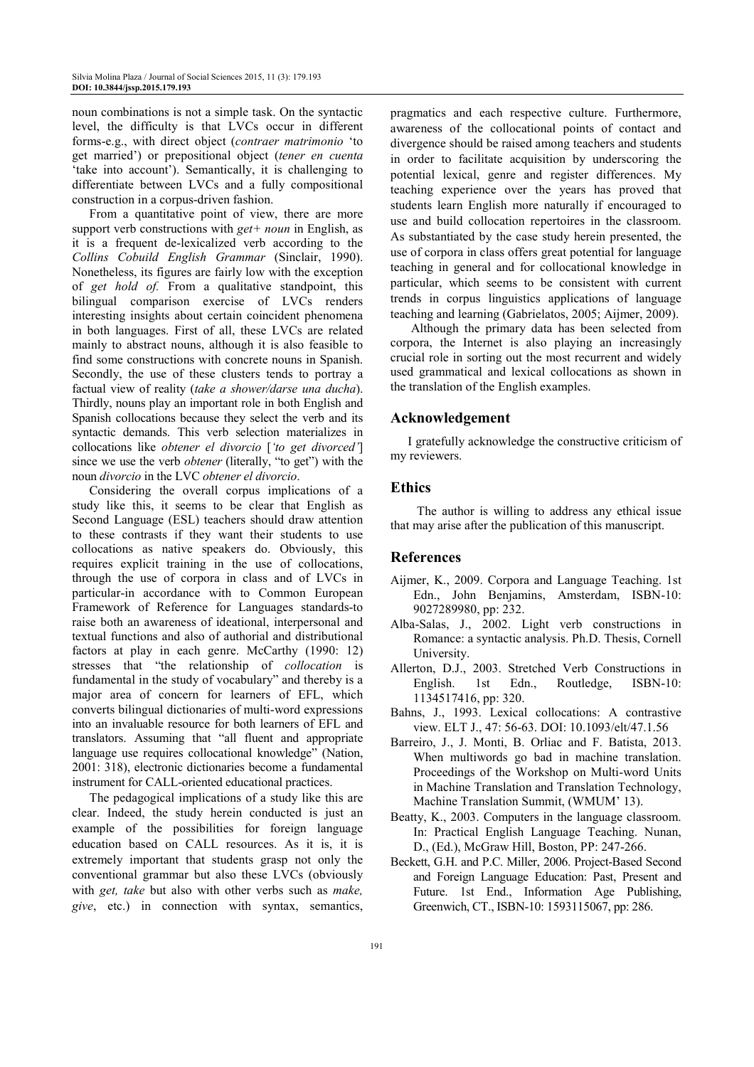noun combinations is not a simple task. On the syntactic level, the difficulty is that LVCs occur in different forms-e.g., with direct object (*contraer matrimonio* 'to get married') or prepositional object (*tener en cuenta* 'take into account'). Semantically, it is challenging to differentiate between LVCs and a fully compositional construction in a corpus-driven fashion.

From a quantitative point of view, there are more support verb constructions with *get+ noun* in English, as it is a frequent de-lexicalized verb according to the *Collins Cobuild English Grammar* (Sinclair, 1990). Nonetheless, its figures are fairly low with the exception of *get hold of.* From a qualitative standpoint, this bilingual comparison exercise of LVCs renders interesting insights about certain coincident phenomena in both languages. First of all, these LVCs are related mainly to abstract nouns, although it is also feasible to find some constructions with concrete nouns in Spanish. Secondly, the use of these clusters tends to portray a factual view of reality (*take a shower/darse una ducha*). Thirdly, nouns play an important role in both English and Spanish collocations because they select the verb and its syntactic demands. This verb selection materializes in collocations like *obtener el divorcio* [*'to get divorced'*] since we use the verb *obtener* (literally, "to get") with the noun *divorcio* in the LVC *obtener el divorcio*.

Considering the overall corpus implications of a study like this, it seems to be clear that English as Second Language (ESL) teachers should draw attention to these contrasts if they want their students to use collocations as native speakers do. Obviously, this requires explicit training in the use of collocations, through the use of corpora in class and of LVCs in particular-in accordance with to Common European Framework of Reference for Languages standards-to raise both an awareness of ideational, interpersonal and textual functions and also of authorial and distributional factors at play in each genre. McCarthy (1990: 12) stresses that "the relationship of *collocation* is fundamental in the study of vocabulary" and thereby is a major area of concern for learners of EFL, which converts bilingual dictionaries of multi-word expressions into an invaluable resource for both learners of EFL and translators. Assuming that "all fluent and appropriate language use requires collocational knowledge" (Nation, 2001: 318), electronic dictionaries become a fundamental instrument for CALL-oriented educational practices.

The pedagogical implications of a study like this are clear. Indeed, the study herein conducted is just an example of the possibilities for foreign language education based on CALL resources. As it is, it is extremely important that students grasp not only the conventional grammar but also these LVCs (obviously with *get, take* but also with other verbs such as *make, give*, etc.) in connection with syntax, semantics, pragmatics and each respective culture. Furthermore, awareness of the collocational points of contact and divergence should be raised among teachers and students in order to facilitate acquisition by underscoring the potential lexical, genre and register differences. My teaching experience over the years has proved that students learn English more naturally if encouraged to use and build collocation repertoires in the classroom. As substantiated by the case study herein presented, the use of corpora in class offers great potential for language teaching in general and for collocational knowledge in particular, which seems to be consistent with current trends in corpus linguistics applications of language teaching and learning (Gabrielatos, 2005; Aijmer, 2009).

Although the primary data has been selected from corpora, the Internet is also playing an increasingly crucial role in sorting out the most recurrent and widely used grammatical and lexical collocations as shown in the translation of the English examples.

## Acknowledgement

I gratefully acknowledge the constructive criticism of my reviewers.

## Ethics

The author is willing to address any ethical issue that may arise after the publication of this manuscript.

## References

Aijmer, K., 2009. Corpora and Language Teaching. 1st Edn., John Benjamins, Amsterdam, ISBN-10: 9027289980, pp: 232.

Alba-Salas, J., 2002. Light verb constructions in Romance: a syntactic analysis. Ph.D. Thesis, Cornell University.

Allerton, D.J., 2003. Stretched Verb Constructions in English. 1st Edn., Routledge, ISBN-10: 1134517416, pp: 320.

Bahns, J., 1993. Lexical collocations: A contrastive view. ELT J., 47: 56-63. DOI: 10.1093/elt/47.1.56

Barreiro, J., J. Monti, B. Orliac and F. Batista, 2013. When multiwords go bad in machine translation. Proceedings of the Workshop on Multi-word Units in Machine Translation and Translation Technology, Machine Translation Summit, (WMUM' 13).

Beatty, K., 2003. Computers in the language classroom. In: Practical English Language Teaching. Nunan, D., (Ed.), McGraw Hill, Boston, PP: 247-266.

Beckett, G.H. and P.C. Miller, 2006. Project-Based Second and Foreign Language Education: Past, Present and Future. 1st End., Information Age Publishing, Greenwich, CT., ISBN-10: 1593115067, pp: 286.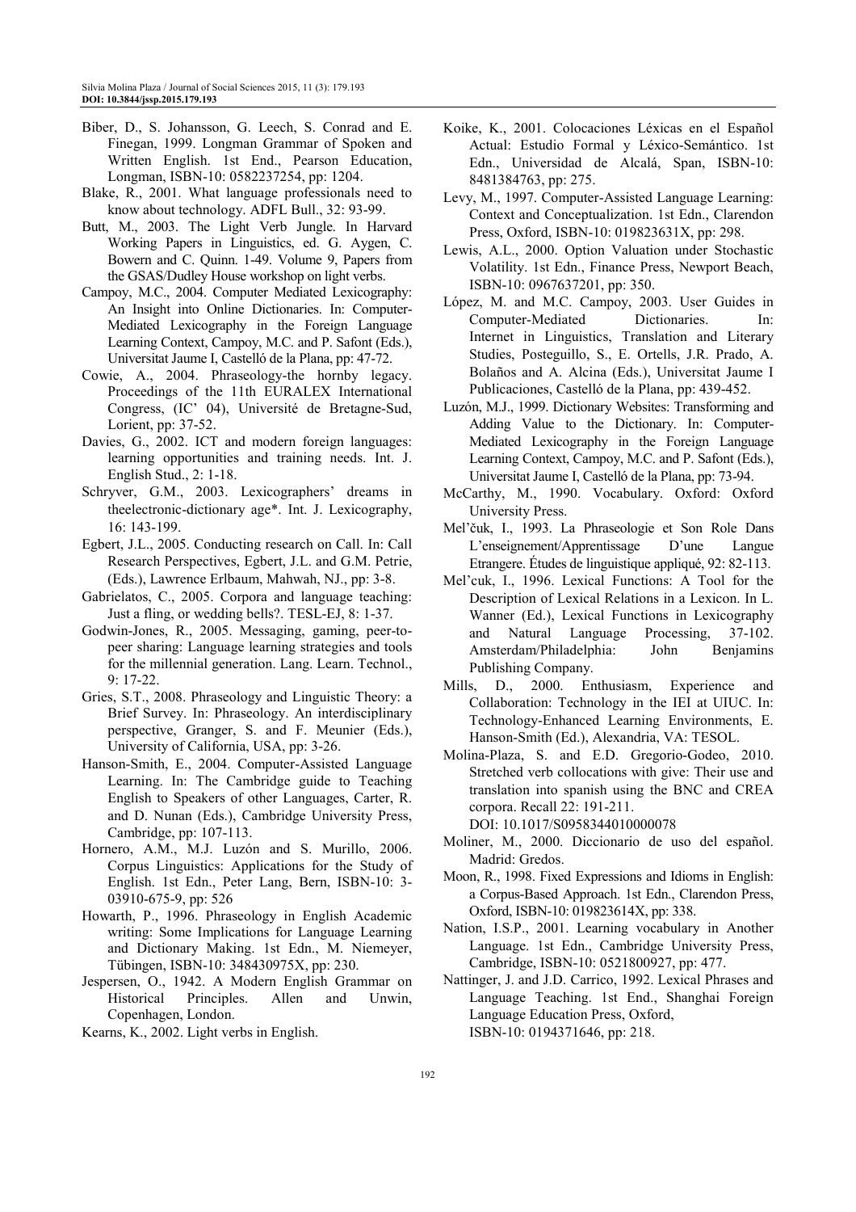Biber, D., S. Johansson, G. Leech, S. Conrad and E. Finegan, 1999. Longman Grammar of Spoken and Written English. 1st End., Pearson Education, Longman, ISBN-10: 0582237254, pp: 1204.

Blake, R., 2001. What language professionals need to know about technology. ADFL Bull., 32: 93-99.

Butt, M., 2003. The Light Verb Jungle. In Harvard Working Papers in Linguistics, ed. G. Aygen, C. Bowern and C. Quinn. 1-49. Volume 9, Papers from the GSAS/Dudley House workshop on light verbs.

Campoy, M.C., 2004. Computer Mediated Lexicography: An Insight into Online Dictionaries. In: Computer-Mediated Lexicography in the Foreign Language Learning Context, Campoy, M.C. and P. Safont (Eds.), Universitat Jaume I, Castelló de la Plana, pp: 47-72.

Cowie, A., 2004. Phraseology-the hornby legacy. Proceedings of the 11th EURALEX International Congress, (IC' 04), Université de Bretagne-Sud, Lorient, pp: 37-52.

Davies, G., 2002. ICT and modern foreign languages: learning opportunities and training needs. Int. J. English Stud., 2: 1-18.

Schryver, G.M., 2003. Lexicographers' dreams in theelectronic-dictionary age*. Int. J. Lexicography, 16: 143-199.

Egbert, J.L., 2005. Conducting research on Call. In: Call Research Perspectives, Egbert, J.L. and G.M. Petrie, (Eds.), Lawrence Erlbaum, Mahwah, NJ., pp: 3-8.

Gabrielatos, C., 2005. Corpora and language teaching: Just a fling, or wedding bells?. TESL-EJ, 8: 1-37.

Godwin-Jones, R., 2005. Messaging, gaming, peer-to-peer sharing: Language learning strategies and tools for the millennial generation. Lang. Learn. Technol., 9: 17-22.

Gries, S.T., 2008. Phraseology and Linguistic Theory: a Brief Survey. In: Phraseology. An interdisciplinary perspective, Granger, S. and F. Meunier (Eds.), University of California, USA, pp: 3-26.

Hanson-Smith, E., 2004. Computer-Assisted Language Learning. In: The Cambridge guide to Teaching English to Speakers of other Languages, Carter, R. and D. Nunan (Eds.), Cambridge University Press, Cambridge, pp: 107-113.

Hornero, A.M., M.J. Luzón and S. Murillo, 2006. Corpus Linguistics: Applications for the Study of English. 1st Edn., Peter Lang, Bern, ISBN-10: 3-03910-675-9, pp: 526

Howarth, P., 1996. Phraseology in English Academic writing: Some Implications for Language Learning and Dictionary Making. 1st Edn., M. Niemeyer, Tübingen, ISBN-10: 348430975X, pp: 230.

Jespersen, O., 1942. A Modern English Grammar on Historical Principles. Allen and Unwin, Copenhagen, London.

Kearns, K., 2002. Light verbs in English.

Koike, K., 2001. Colocaciones Léxicas en el Español Actual: Estudio Formal y Léxico-Semántico. 1st Edn., Universidad de Alcalá, Span, ISBN-10: 8481384763, pp: 275.

Levy, M., 1997. Computer-Assisted Language Learning: Context and Conceptualization. 1st Edn., Clarendon Press, Oxford, ISBN-10: 019823631X, pp: 298.

Lewis, A.L., 2000. Option Valuation under Stochastic Volatility. 1st Edn., Finance Press, Newport Beach, ISBN-10: 0967637201, pp: 350.

López, M. and M.C. Campoy, 2003. User Guides in Computer-Mediated Dictionaries. In: Internet in Linguistics, Translation and Literary Studies, Posteguillo, S., E. Ortells, J.R. Prado, A. Bolaños and A. Alcina (Eds.), Universitat Jaume I Publicaciones, Castelló de la Plana, pp: 439-452.

Luzón, M.J., 1999. Dictionary Websites: Transforming and Adding Value to the Dictionary. In: Computer-Mediated Lexicography in the Foreign Language Learning Context, Campoy, M.C. and P. Safont (Eds.), Universitat Jaume I, Castelló de la Plana, pp: 73-94.

McCarthy, M., 1990. Vocabulary. Oxford: Oxford University Press.

Mel'čuk, I., 1993. La Phraseologie et Son Role Dans L'enseignement/Apprentissage D'une Langue Etrangere. Études de linguistique appliqué, 92: 82-113.

Mel'cuk, I., 1996. Lexical Functions: A Tool for the Description of Lexical Relations in a Lexicon. In L. Wanner (Ed.), Lexical Functions in Lexicography and Natural Language Processing, 37-102. Amsterdam/Philadelphia: John Benjamins Publishing Company.

Mills, D., 2000. Enthusiasm, Experience and Collaboration: Technology in the IEI at UIUC. In: Technology-Enhanced Learning Environments, E. Hanson-Smith (Ed.), Alexandria, VA: TESOL.

Molina-Plaza, S. and E.D. Gregorio-Godeo, 2010. Stretched verb collocations with give: Their use and translation into spanish using the BNC and CREA corpora. Recall 22: 191-211. DOI: 10.1017/S0958344010000078

Moliner, M., 2000. Diccionario de uso del español. Madrid: Gredos.

Moon, R., 1998. Fixed Expressions and Idioms in English: a Corpus-Based Approach. 1st Edn., Clarendon Press, Oxford, ISBN-10: 019823614X, pp: 338.

Nation, I.S.P., 2001. Learning vocabulary in Another Language. 1st Edn., Cambridge University Press, Cambridge, ISBN-10: 0521800927, pp: 477.

Nattinger, J. and J.D. Carrico, 1992. Lexical Phrases and Language Teaching. 1st End., Shanghai Foreign Language Education Press, Oxford, ISBN-10: 0194371646, pp: 218.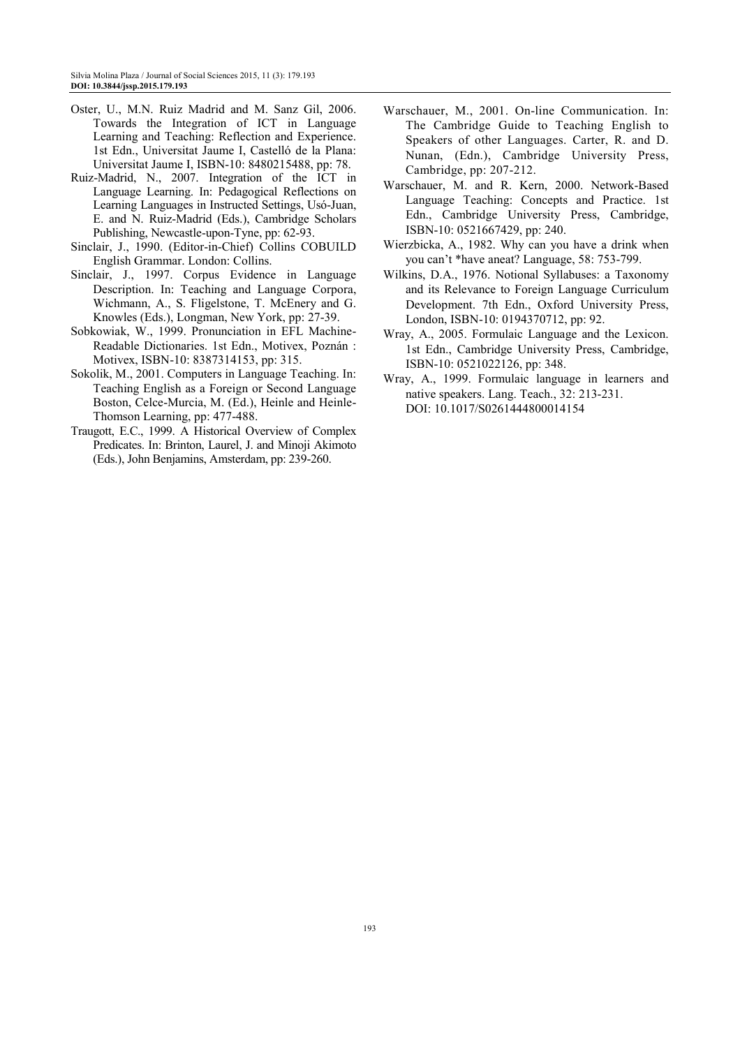Oster, U., M.N. Ruiz Madrid and M. Sanz Gil, 2006. Towards the Integration of ICT in Language Learning and Teaching: Reflection and Experience. 1st Edn., Universitat Jaume I, Castelló de la Plana: Universitat Jaume I, ISBN-10: 8480215488, pp: 78.

Ruiz-Madrid, N., 2007. Integration of the ICT in Language Learning. In: Pedagogical Reflections on Learning Languages in Instructed Settings, Usó-Juan, E. and N. Ruiz-Madrid (Eds.), Cambridge Scholars Publishing, Newcastle-upon-Tyne, pp: 62-93.

Sinclair, J., 1990. (Editor-in-Chief) Collins COBUILD English Grammar. London: Collins.

Sinclair, J., 1997. Corpus Evidence in Language Description. In: Teaching and Language Corpora, Wichmann, A., S. Fligelstone, T. McEnery and G. Knowles (Eds.), Longman, New York, pp: 27-39.

Sobkowiak, W., 1999. Pronunciation in EFL Machine-Readable Dictionaries. 1st Edn., Motivex, Poznán : Motivex, ISBN-10: 8387314153, pp: 315.

Sokolik, M., 2001. Computers in Language Teaching. In: Teaching English as a Foreign or Second Language Boston, Celce-Murcia, M. (Ed.), Heinle and Heinle-Thomson Learning, pp: 477-488.

Traugott, E.C., 1999. A Historical Overview of Complex Predicates. In: Brinton, Laurel, J. and Minoji Akimoto (Eds.), John Benjamins, Amsterdam, pp: 239-260.

Warschauer, M., 2001. On-line Communication. In: The Cambridge Guide to Teaching English to Speakers of other Languages. Carter, R. and D. Nunan, (Edn.), Cambridge University Press, Cambridge, pp: 207-212.

Warschauer, M. and R. Kern, 2000. Network-Based Language Teaching: Concepts and Practice. 1st Edn., Cambridge University Press, Cambridge, ISBN-10: 0521667429, pp: 240.

Wierzbicka, A., 1982. Why can you have a drink when you can't *have aneat? Language, 58: 753-799.

Wilkins, D.A., 1976. Notional Syllabuses: a Taxonomy and its Relevance to Foreign Language Curriculum Development. 7th Edn., Oxford University Press, London, ISBN-10: 0194370712, pp: 92.

Wray, A., 2005. Formulaic Language and the Lexicon. 1st Edn., Cambridge University Press, Cambridge, ISBN-10: 0521022126, pp: 348.

Wray, A., 1999. Formulaic language in learners and native speakers. Lang. Teach., 32: 213-231. DOI: 10.1017/S0261444800014154